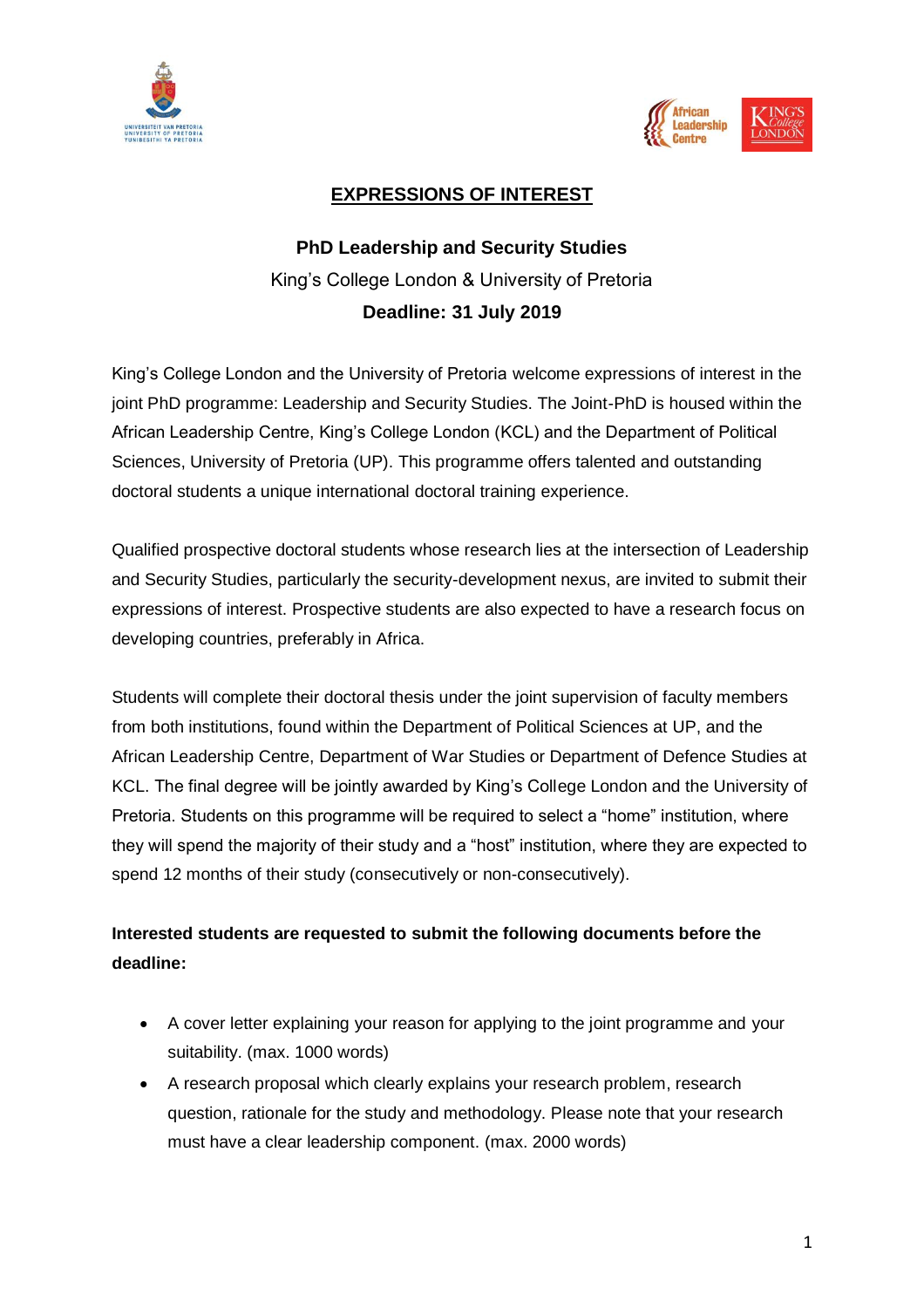# EXPRESSIONS OF INTEREST

## PhD Leadership and Security Studies

King's College London & University of Pretoria

**Deadline: 31 July 2019**

King's College London and the University of Pretoria welcome expressions of interest in the joint PhD programme: Leadership and Security Studies. The Joint-PhD is housed within the African Leadership Centre, King's College London (KCL) and the Department of Political Sciences, University of Pretoria (UP). This programme offers talented and outstanding doctoral students a unique international doctoral training experience.

Qualified prospective doctoral students whose research lies at the intersection of Leadership and Security Studies, particularly the security-development nexus, are invited to submit their expressions of interest. Prospective students are also expected to have a research focus on developing countries, preferably in Africa.

Students will complete their doctoral thesis under the joint supervision of faculty members from both institutions, found within the Department of Political Sciences at UP, and the African Leadership Centre, Department of War Studies or Department of Defence Studies at KCL. The final degree will be jointly awarded by King's College London and the University of Pretoria. Students on this programme will be required to select a "home" institution, where they will spend the majority of their study and a "host" institution, where they are expected to spend 12 months of their study (consecutively or non-consecutively).

**Interested students are requested to submit the following documents before the deadline:**

- A cover letter explaining your reason for applying to the joint programme and your suitability. (max. 1000 words)
- A research proposal which clearly explains your research problem, research question, rationale for the study and methodology. Please note that your research must have a clear leadership component. (max. 2000 words)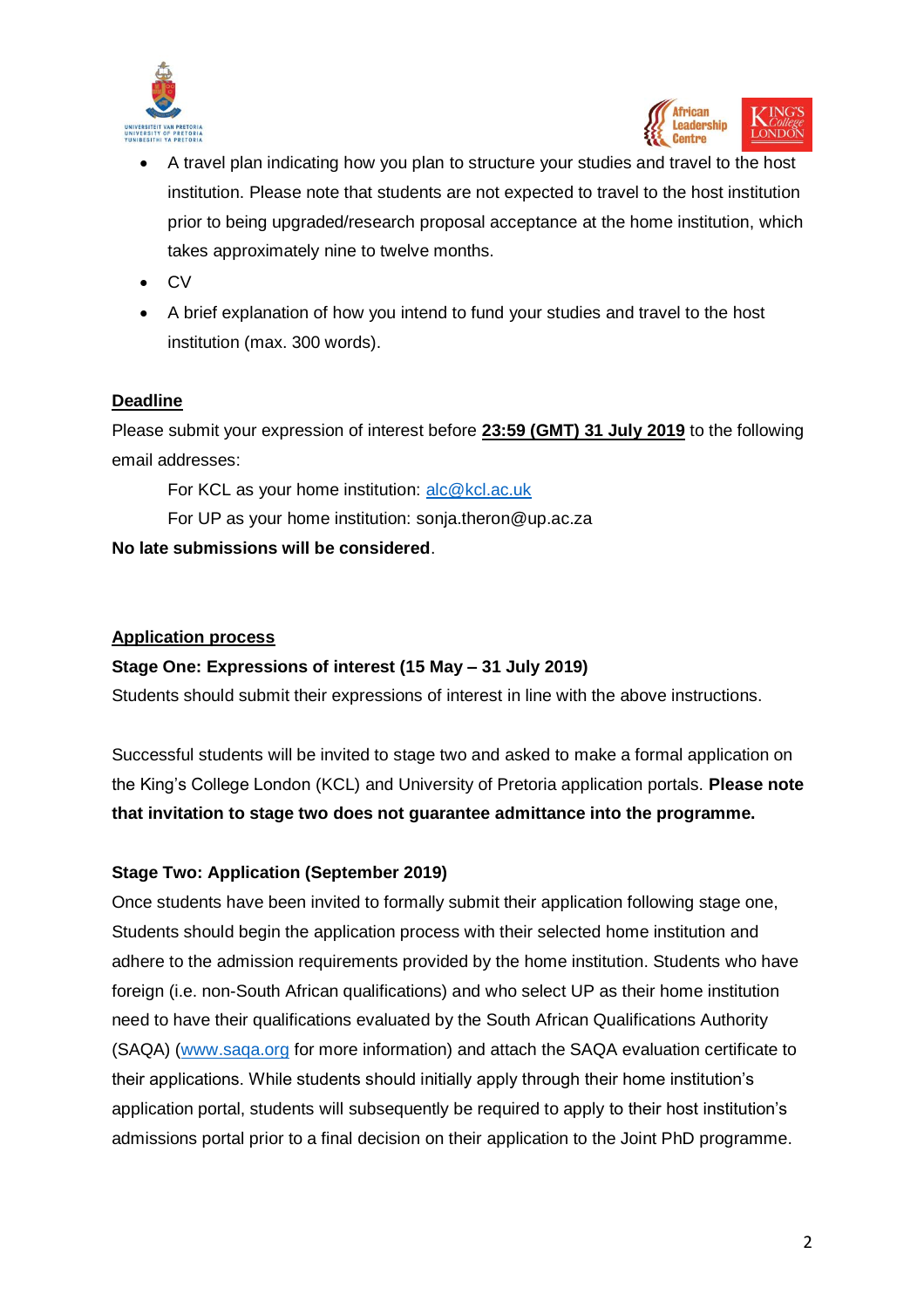- A travel plan indicating how you plan to structure your studies and travel to the host institution. Please note that students are not expected to travel to the host institution prior to being upgraded/research proposal acceptance at the home institution, which takes approximately nine to twelve months.
- CV
- A brief explanation of how you intend to fund your studies and travel to the host institution (max. 300 words).

**Deadline**

Please submit your expression of interest before **23:59 (GMT) 31 July 2019** to the following email addresses:

For KCL as your home institution: alc@kcl.ac.uk

For UP as your home institution: sonja.theron@up.ac.za

**No late submissions will be considered**.

**Application process**

**Stage One: Expressions of interest (15 May – 31 July 2019)**

Students should submit their expressions of interest in line with the above instructions.

Successful students will be invited to stage two and asked to make a formal application on the King's College London (KCL) and University of Pretoria application portals. **Please note that invitation to stage two does not guarantee admittance into the programme.**

**Stage Two: Application (September 2019)**

Once students have been invited to formally submit their application following stage one, Students should begin the application process with their selected home institution and adhere to the admission requirements provided by the home institution. Students who have foreign (i.e. non-South African qualifications) and who select UP as their home institution need to have their qualifications evaluated by the South African Qualifications Authority (SAQA) (www.saqa.org for more information) and attach the SAQA evaluation certificate to their applications. While students should initially apply through their home institution's application portal, students will subsequently be required to apply to their host institution's admissions portal prior to a final decision on their application to the Joint PhD programme.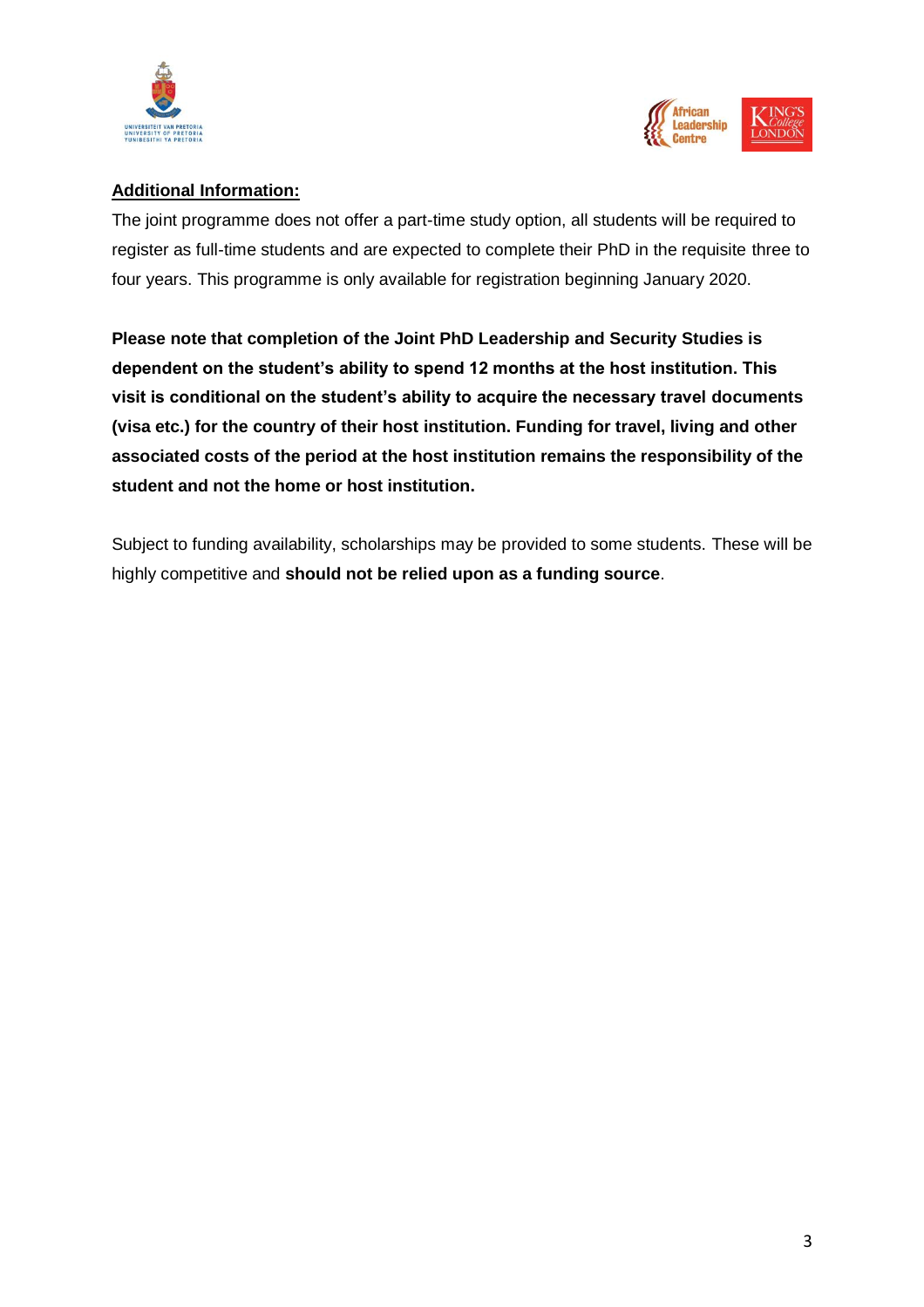**Additional Information:**

The joint programme does not offer a part-time study option, all students will be required to register as full-time students and are expected to complete their PhD in the requisite three to four years. This programme is only available for registration beginning January 2020.

**Please note that completion of the Joint PhD Leadership and Security Studies is dependent on the student's ability to spend 12 months at the host institution. This visit is conditional on the student's ability to acquire the necessary travel documents (visa etc.) for the country of their host institution. Funding for travel, living and other associated costs of the period at the host institution remains the responsibility of the student and not the home or host institution.**

Subject to funding availability, scholarships may be provided to some students. These will be highly competitive and **should not be relied upon as a funding source**.